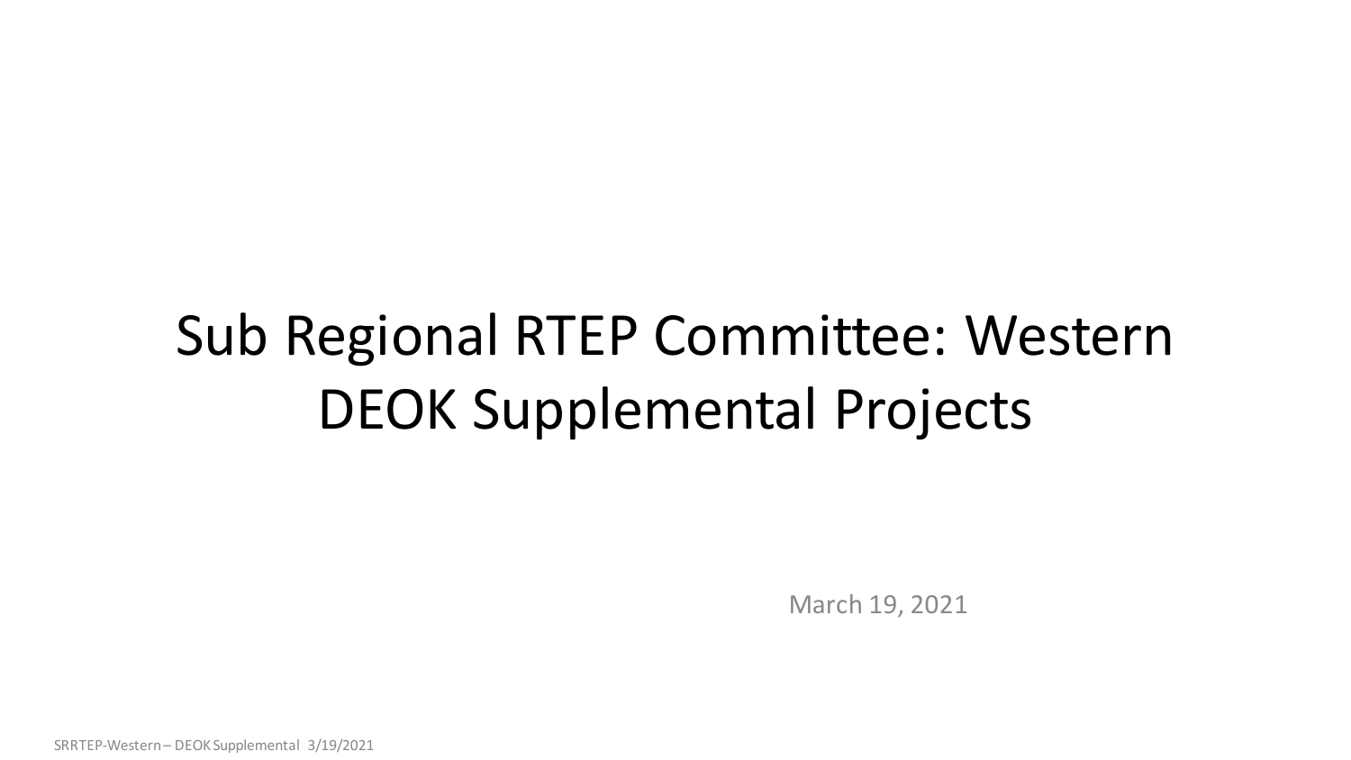# Sub Regional RTEP Committee: Western
# DEOK Supplemental Projects

March 19, 2021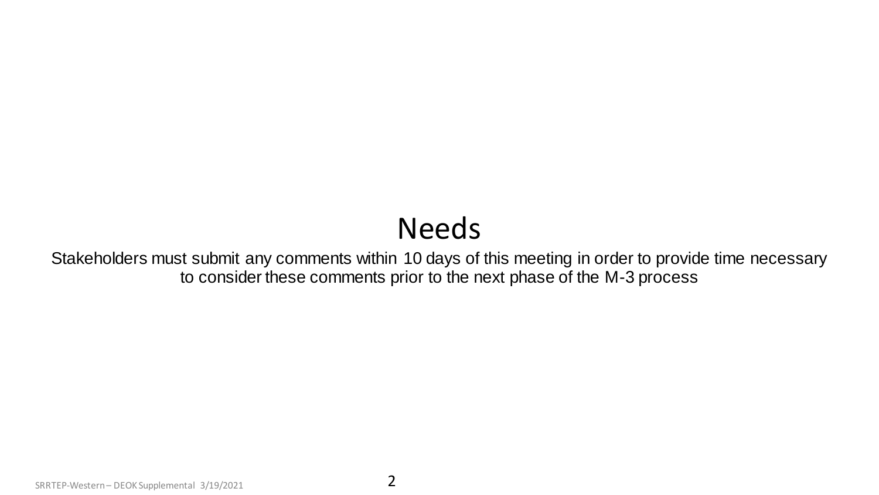# Needs

Stakeholders must submit any comments within 10 days of this meeting in order to provide time necessary to consider these comments prior to the next phase of the M-3 process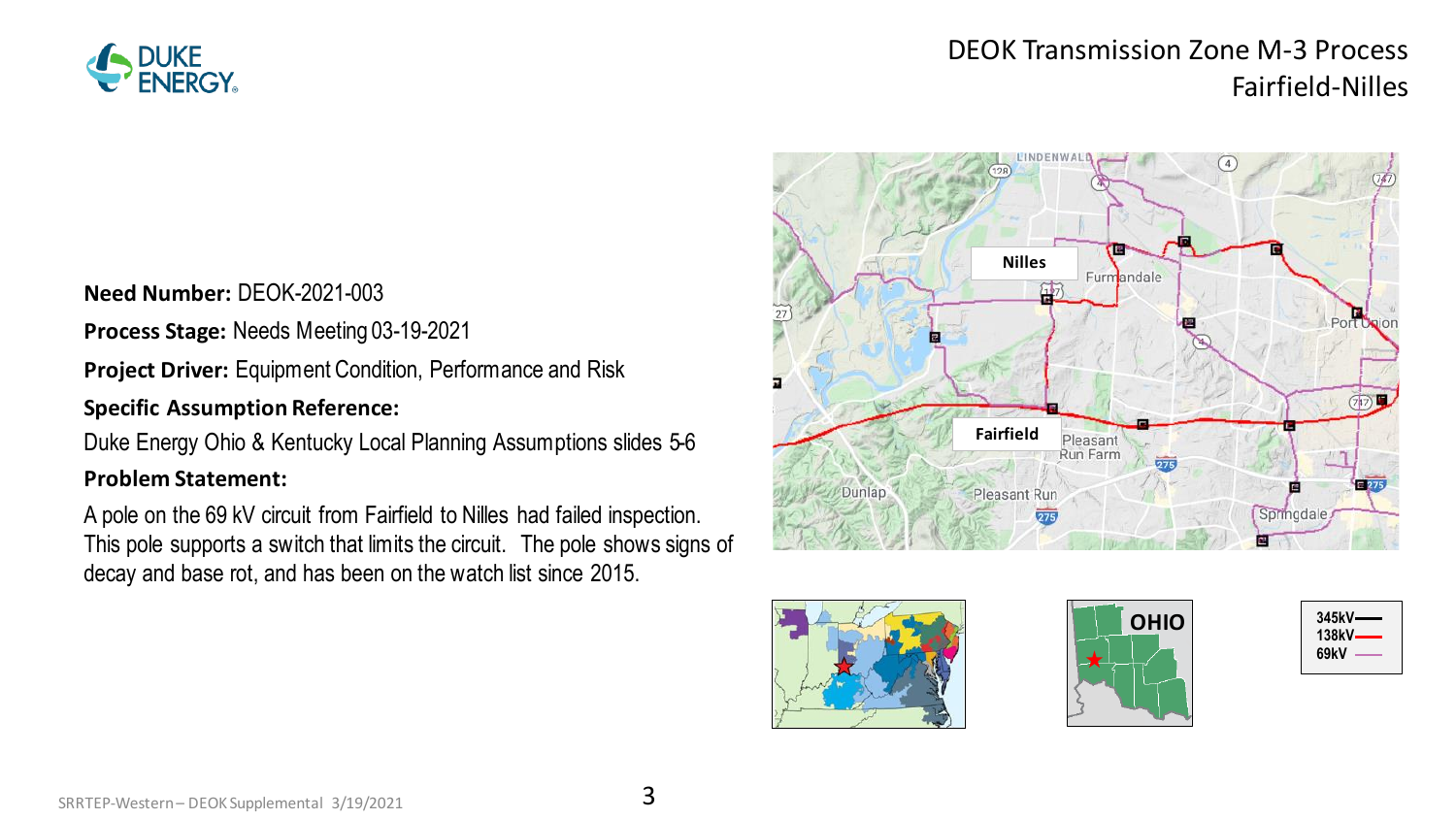# DEOK Transmission Zone M-3 Process
## Fairfield-Nilles

**Need Number:** DEOK-2021-003

**Process Stage:** Needs Meeting 03-19-2021

**Project Driver:** Equipment Condition, Performance and Risk

**Specific Assumption Reference:**

Duke Energy Ohio & Kentucky Local Planning Assumptions slides 5-6

**Problem Statement:**

A pole on the 69 kV circuit from Fairfield to Nilles had failed inspection. This pole supports a switch that limits the circuit. The pole shows signs of decay and base rot, and has been on the watch list since 2015.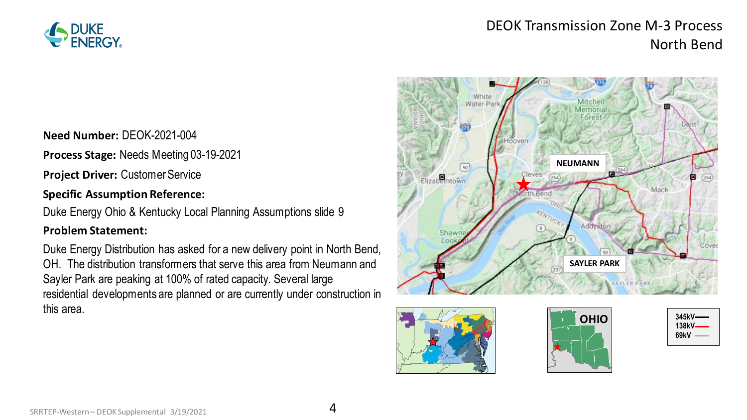# DEOK Transmission Zone M-3 Process
## North Bend

**Need Number:** DEOK-2021-004

**Process Stage:** Needs Meeting 03-19-2021

**Project Driver:** Customer Service

**Specific Assumption Reference:**

Duke Energy Ohio & Kentucky Local Planning Assumptions slide 9

**Problem Statement:**

Duke Energy Distribution has asked for a new delivery point in North Bend, OH. The distribution transformers that serve this area from Neumann and Sayler Park are peaking at 100% of rated capacity. Several large residential developments are planned or are currently under construction in this area.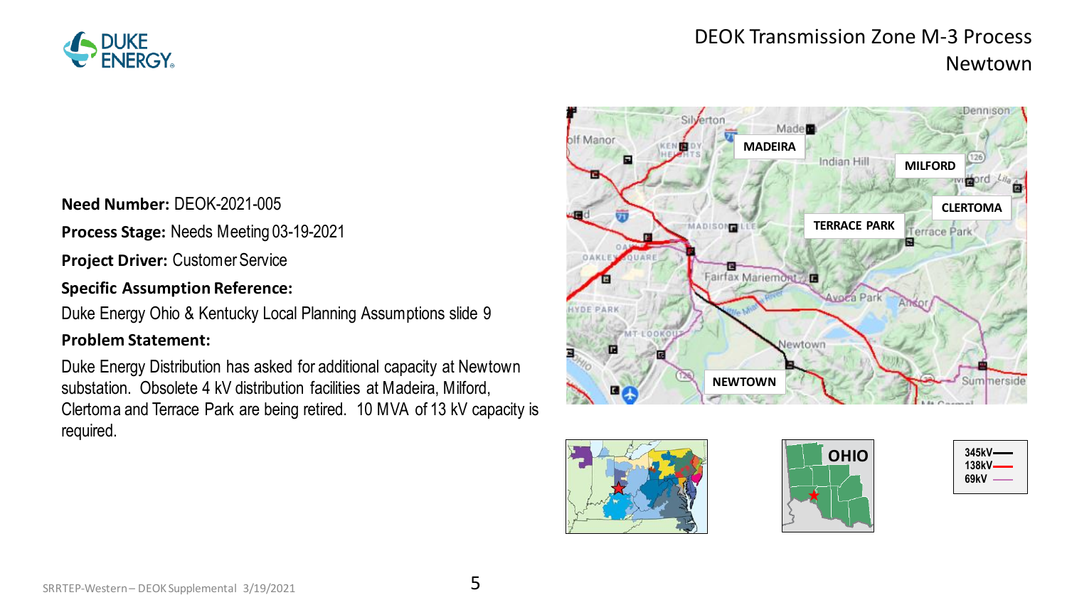# DEOK Transmission Zone M-3 Process
## Newtown

**Need Number:** DEOK-2021-005

**Process Stage:** Needs Meeting 03-19-2021

**Project Driver:** Customer Service

**Specific Assumption Reference:**

Duke Energy Ohio & Kentucky Local Planning Assumptions slide 9

**Problem Statement:**

Duke Energy Distribution has asked for additional capacity at Newtown substation. Obsolete 4 kV distribution facilities at Madeira, Milford, Clertoma and Terrace Park are being retired. 10 MVA of 13 kV capacity is required.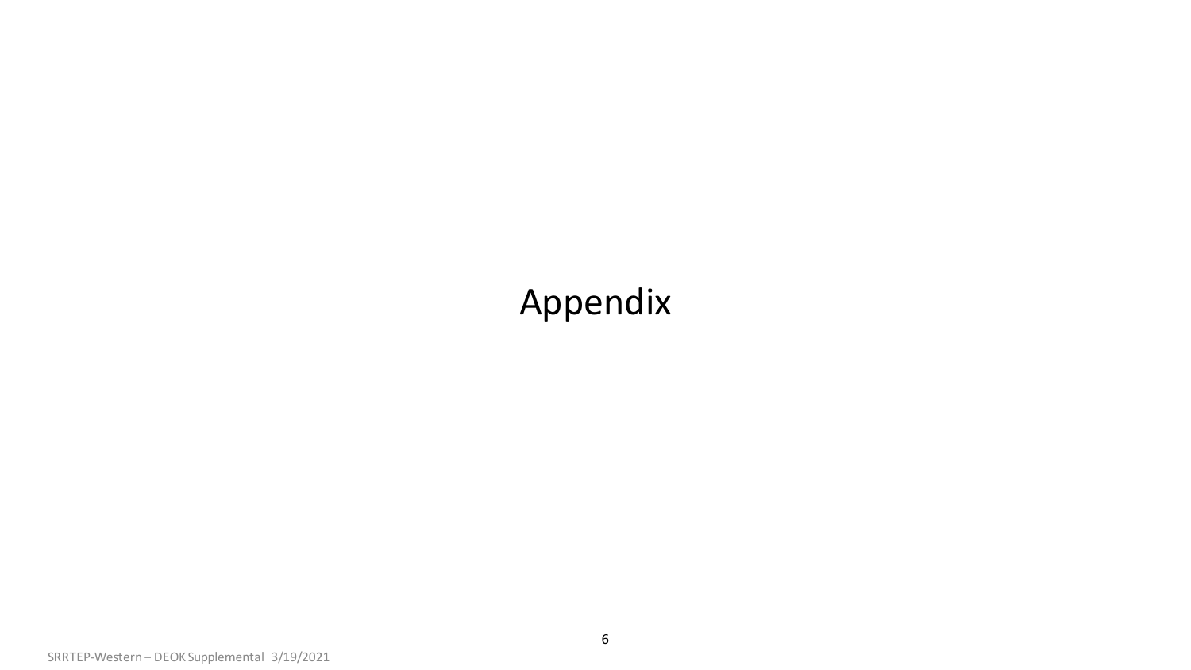# Appendix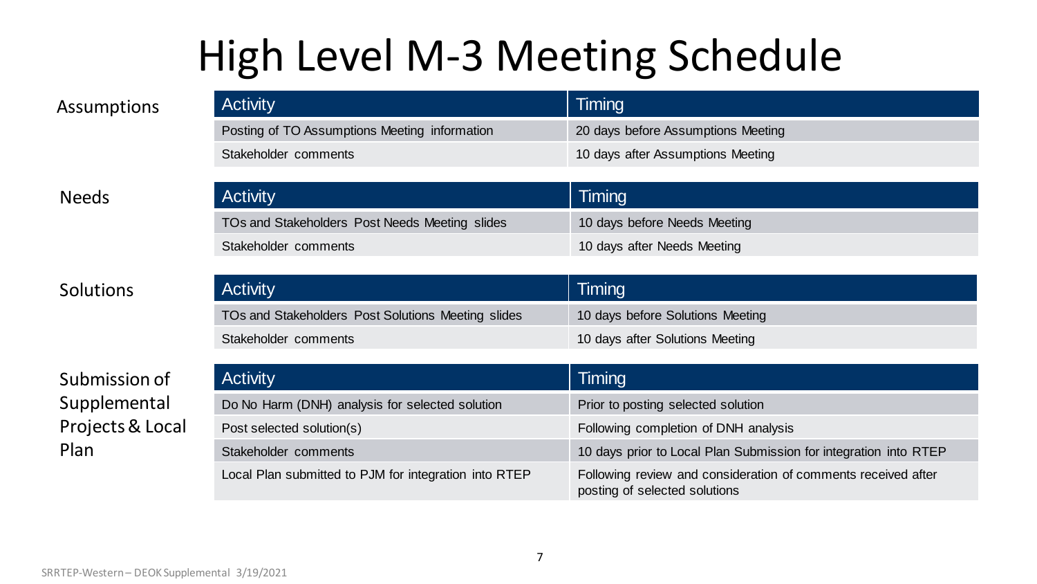# High Level M-3 Meeting Schedule

**Assumptions**

| Activity | Timing |
|---|---|
| Posting of TO Assumptions Meeting information | 20 days before Assumptions Meeting |
| Stakeholder comments | 10 days after Assumptions Meeting |

**Needs**

| Activity | Timing |
|---|---|
| TOs and Stakeholders Post Needs Meeting slides | 10 days before Needs Meeting |
| Stakeholder comments | 10 days after Needs Meeting |

**Solutions**

| Activity | Timing |
|---|---|
| TOs and Stakeholders Post Solutions Meeting slides | 10 days before Solutions Meeting |
| Stakeholder comments | 10 days after Solutions Meeting |

**Submission of Supplemental Projects & Local Plan**

| Activity | Timing |
|---|---|
| Do No Harm (DNH) analysis for selected solution | Prior to posting selected solution |
| Post selected solution(s) | Following completion of DNH analysis |
| Stakeholder comments | 10 days prior to Local Plan Submission for integration into RTEP |
| Local Plan submitted to PJM for integration into RTEP | Following review and consideration of comments received after posting of selected solutions |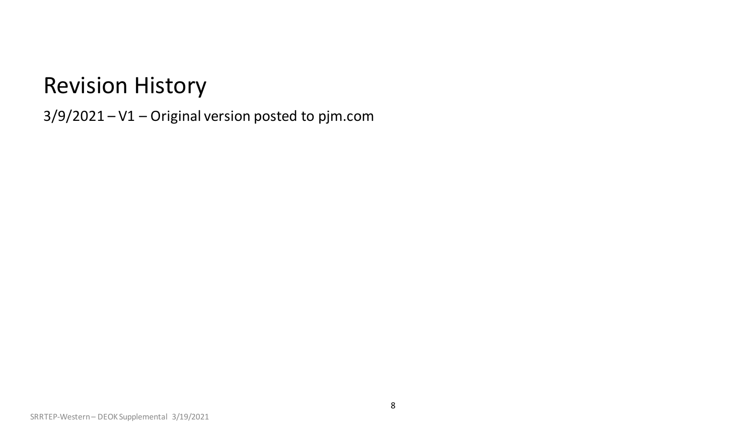# Revision History

3/9/2021 – V1 – Original version posted to pjm.com